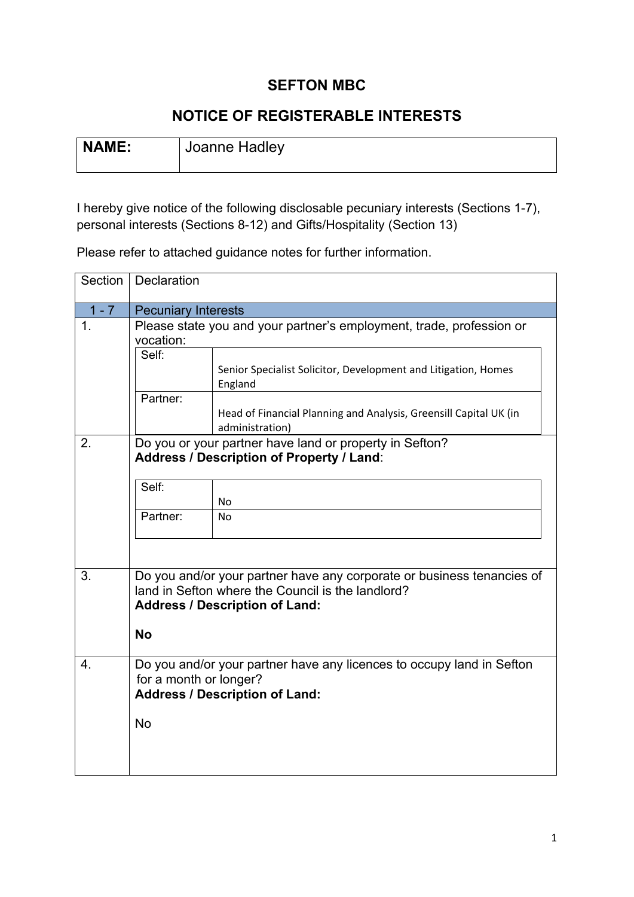# SEFTON MBC

## NOTICE OF REGISTERABLE INTERESTS

| **NAME:** | Joanne Hadley |
|---|---|

I hereby give notice of the following disclosable pecuniary interests (Sections 1-7), personal interests (Sections 8-12) and Gifts/Hospitality (Section 13)

Please refer to attached guidance notes for further information.

| Section | Declaration | |
|---|---|---|
| 1 - 7 | Pecuniary Interests | |
| 1. | Please state you and your partner's employment, trade, profession or vocation: | |
| | Self: | Senior Specialist Solicitor, Development and Litigation, Homes England |
| | Partner: | Head of Financial Planning and Analysis, Greensill Capital UK (in administration) |
| 2. | Do you or your partner have land or property in Sefton? **Address / Description of Property / Land**: | |
| | Self: | No |
| | Partner: | No |
| 3. | Do you and/or your partner have any corporate or business tenancies of land in Sefton where the Council is the landlord? **Address / Description of Land:** **No** | |
| 4. | Do you and/or your partner have any licences to occupy land in Sefton for a month or longer? **Address / Description of Land:** No | |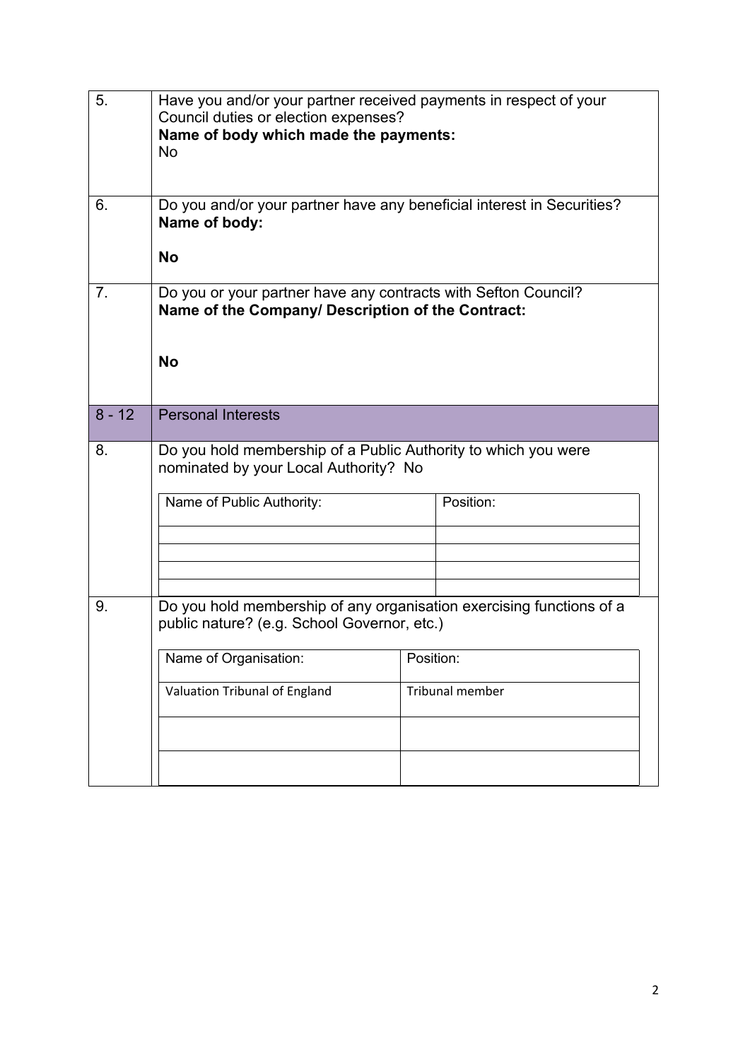| | |
|---|---|
| 5. | Have you and/or your partner received payments in respect of your Council duties or election expenses?<br>**Name of body which made the payments:**<br>No |
| 6. | Do you and/or your partner have any beneficial interest in Securities?<br>**Name of body:**<br>**No** |
| 7. | Do you or your partner have any contracts with Sefton Council?<br>**Name of the Company/ Description of the Contract:**<br>**No** |
| 8 - 12 | Personal Interests |
| 8. | Do you hold membership of a Public Authority to which you were nominated by your Local Authority? No |
| 9. | Do you hold membership of any organisation exercising functions of a public nature? (e.g. School Governor, etc.) |

**8.**

| Name of Public Authority: | Position: |
|---|---|
| | |
| | |
| | |
| | |

**9.**

| Name of Organisation: | Position: |
|---|---|
| Valuation Tribunal of England | Tribunal member |
| | |
| | |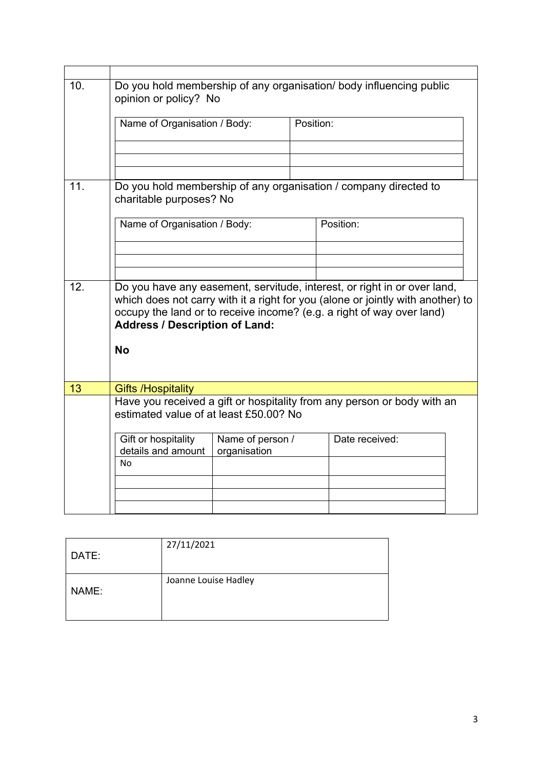| | |
|---|---|
| 10. | Do you hold membership of any organisation/ body influencing public opinion or policy? No |

| Name of Organisation / Body: | Position: |
|---|---|
| | |
| | |
| | |

| | |
|---|---|
| 11. | Do you hold membership of any organisation / company directed to charitable purposes? No |

| Name of Organisation / Body: | Position: |
|---|---|
| | |
| | |
| | |

| | |
|---|---|
| 12. | Do you have any easement, servitude, interest, or right in or over land, which does not carry with it a right for you (alone or jointly with another) to occupy the land or to receive income? (e.g. a right of way over land)<br>**Address / Description of Land:**<br><br>**No** |
| 13 | Gifts /Hospitality |
| | Have you received a gift or hospitality from any person or body with an estimated value of at least £50.00? No |

| Gift or hospitality details and amount | Name of person / organisation | Date received: |
|---|---|---|
| No | | |
| | | |
| | | |
| | | |

| | |
|---|---|
| DATE: | 27/11/2021 |
| NAME: | Joanne Louise Hadley |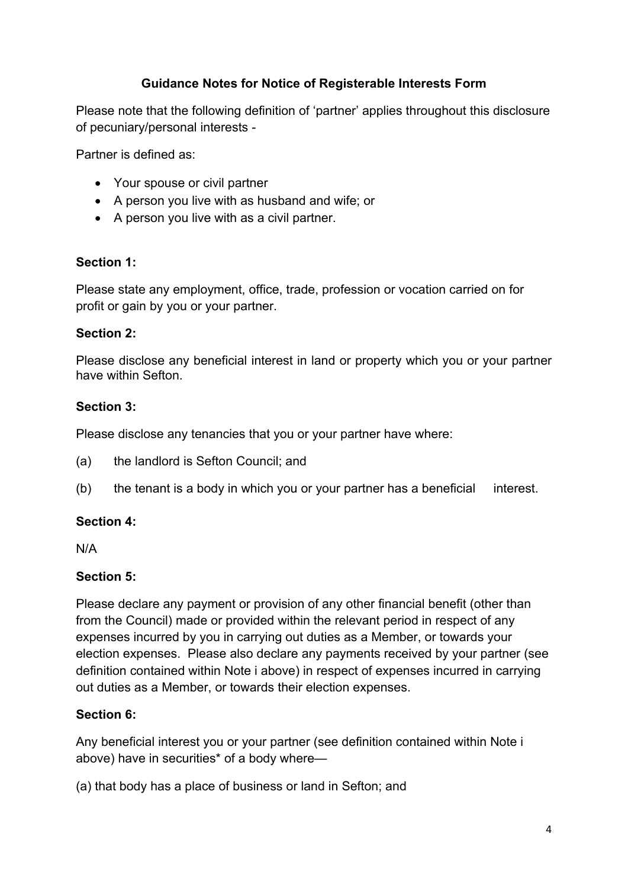**Guidance Notes for Notice of Registerable Interests Form**

Please note that the following definition of 'partner' applies throughout this disclosure of pecuniary/personal interests -

Partner is defined as:

- Your spouse or civil partner
- A person you live with as husband and wife; or
- A person you live with as a civil partner.

**Section 1:**

Please state any employment, office, trade, profession or vocation carried on for profit or gain by you or your partner.

**Section 2:**

Please disclose any beneficial interest in land or property which you or your partner have within Sefton.

**Section 3:**

Please disclose any tenancies that you or your partner have where:

(a) the landlord is Sefton Council; and

(b) the tenant is a body in which you or your partner has a beneficial interest.

**Section 4:**

N/A

**Section 5:**

Please declare any payment or provision of any other financial benefit (other than from the Council) made or provided within the relevant period in respect of any expenses incurred by you in carrying out duties as a Member, or towards your election expenses. Please also declare any payments received by your partner (see definition contained within Note i above) in respect of expenses incurred in carrying out duties as a Member, or towards their election expenses.

**Section 6:**

Any beneficial interest you or your partner (see definition contained within Note i above) have in securities* of a body where—

(a) that body has a place of business or land in Sefton; and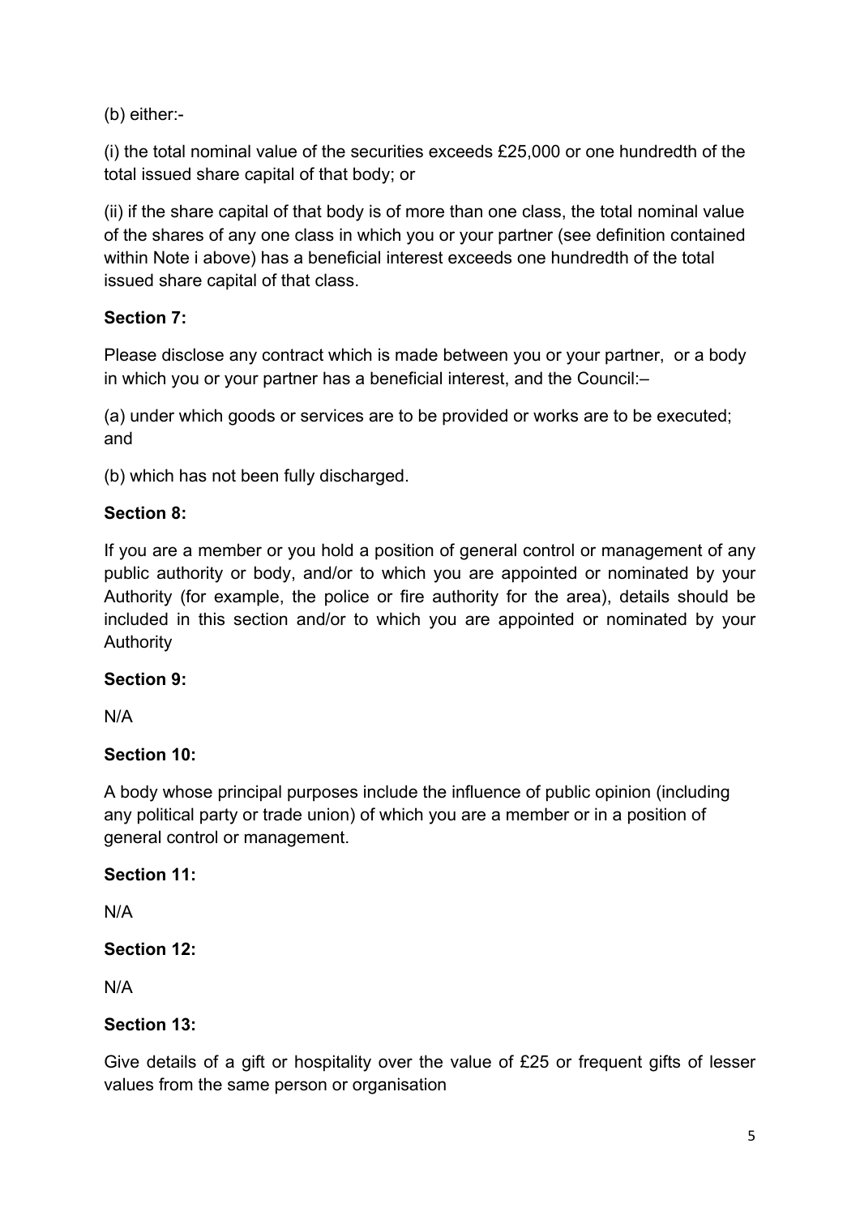(b) either:-

(i) the total nominal value of the securities exceeds £25,000 or one hundredth of the total issued share capital of that body; or

(ii) if the share capital of that body is of more than one class, the total nominal value of the shares of any one class in which you or your partner (see definition contained within Note i above) has a beneficial interest exceeds one hundredth of the total issued share capital of that class.

**Section 7:**

Please disclose any contract which is made between you or your partner, or a body in which you or your partner has a beneficial interest, and the Council:–

(a) under which goods or services are to be provided or works are to be executed; and

(b) which has not been fully discharged.

**Section 8:**

If you are a member or you hold a position of general control or management of any public authority or body, and/or to which you are appointed or nominated by your Authority (for example, the police or fire authority for the area), details should be included in this section and/or to which you are appointed or nominated by your Authority

**Section 9:**

N/A

**Section 10:**

A body whose principal purposes include the influence of public opinion (including any political party or trade union) of which you are a member or in a position of general control or management.

**Section 11:**

N/A

**Section 12:**

N/A

**Section 13:**

Give details of a gift or hospitality over the value of £25 or frequent gifts of lesser values from the same person or organisation